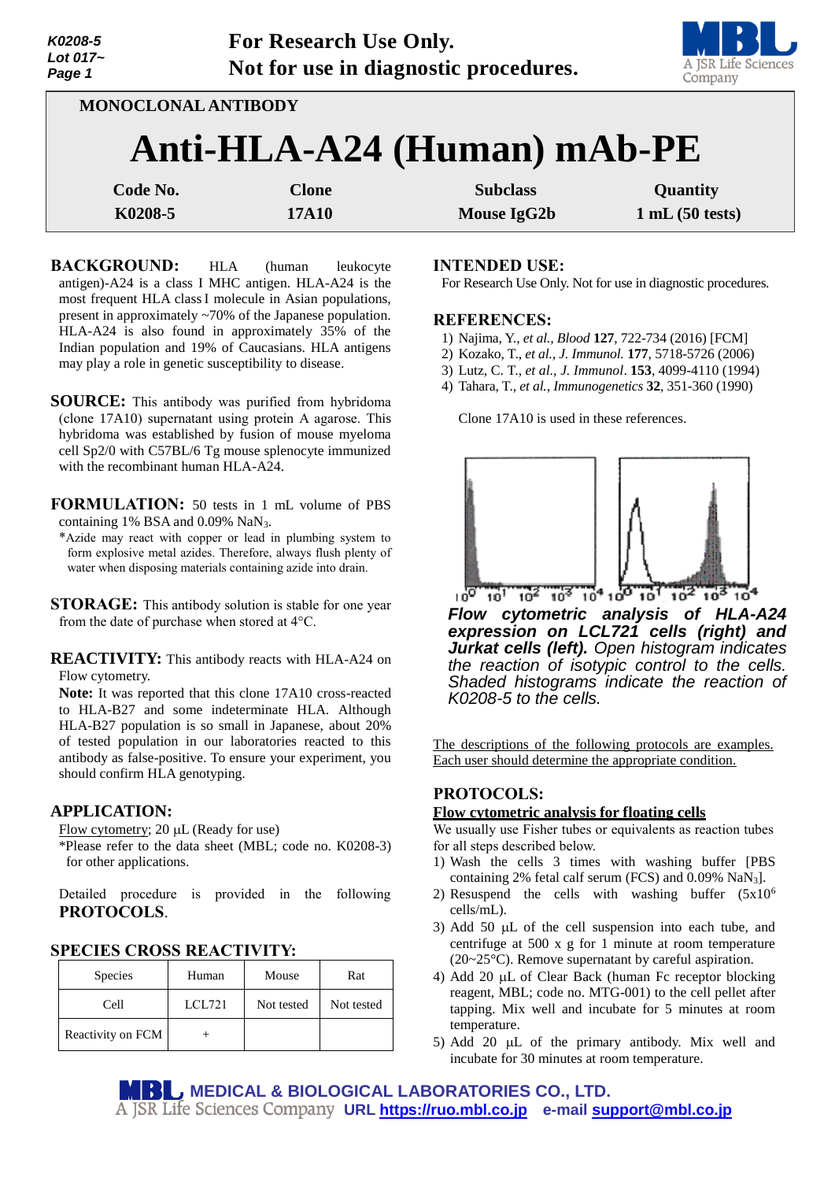For Research Use Only.
Not for use in diagnostic procedures.

MONOCLONAL ANTIBODY

# Anti-HLA-A24 (Human) mAb-PE

| Code No. | Clone | Subclass | Quantity |
|---|---|---|---|
| K0208-5 | 17A10 | Mouse IgG2b | 1 mL (50 tests) |

**BACKGROUND:** HLA (human leukocyte antigen)-A24 is a class I MHC antigen. HLA-A24 is the most frequent HLA class I molecule in Asian populations, present in approximately ~70% of the Japanese population. HLA-A24 is also found in approximately 35% of the Indian population and 19% of Caucasians. HLA antigens may play a role in genetic susceptibility to disease.

**SOURCE:** This antibody was purified from hybridoma (clone 17A10) supernatant using protein A agarose. This hybridoma was established by fusion of mouse myeloma cell Sp2/0 with C57BL/6 Tg mouse splenocyte immunized with the recombinant human HLA-A24.

**FORMULATION:** 50 tests in 1 mL volume of PBS containing 1% BSA and 0.09% $NaN_3$.

*Azide may react with copper or lead in plumbing system to form explosive metal azides. Therefore, always flush plenty of water when disposing materials containing azide into drain.

**STORAGE:** This antibody solution is stable for one year from the date of purchase when stored at 4°C.

**REACTIVITY:** This antibody reacts with HLA-A24 on Flow cytometry.

**Note:** It was reported that this clone 17A10 cross-reacted to HLA-B27 and some indeterminate HLA. Although HLA-B27 population is so small in Japanese, about 20% of tested population in our laboratories reacted to this antibody as false-positive. To ensure your experiment, you should confirm HLA genotyping.

**APPLICATION:**

Flow cytometry; 20 µL (Ready for use)

*Please refer to the data sheet (MBL; code no. K0208-3) for other applications.

Detailed procedure is provided in the following **PROTOCOLS**.

**SPECIES CROSS REACTIVITY:**

| Species | Human | Mouse | Rat |
|---|---|---|---|
| Cell | LCL721 | Not tested | Not tested |
| Reactivity on FCM | + | | |

**INTENDED USE:**

For Research Use Only. Not for use in diagnostic procedures.

**REFERENCES:**

1) Najima, Y., *et al., Blood* **127**, 722-734 (2016) [FCM]
2) Kozako, T., *et al., J. Immunol.* **177**, 5718-5726 (2006)
3) Lutz, C. T., *et al., J. Immunol*. **153**, 4099-4110 (1994)
4) Tahara, T., *et al., Immunogenetics* **32**, 351-360 (1990)

Clone 17A10 is used in these references.

***Flow cytometric analysis of HLA-A24 expression on LCL721 cells (right) and Jurkat cells (left).*** *Open histogram indicates the reaction of isotypic control to the cells. Shaded histograms indicate the reaction of K0208-5 to the cells.*

The descriptions of the following protocols are examples. Each user should determine the appropriate condition.

**PROTOCOLS:**

**Flow cytometric analysis for floating cells**

We usually use Fisher tubes or equivalents as reaction tubes for all steps described below.

1) Wash the cells 3 times with washing buffer [PBS containing 2% fetal calf serum (FCS) and 0.09% $NaN_3$].
2) Resuspend the cells with washing buffer ($5 \times 10^6$ cells/mL).
3) Add 50 µL of the cell suspension into each tube, and centrifuge at 500 x g for 1 minute at room temperature (20~25°C). Remove supernatant by careful aspiration.
4) Add 20 µL of Clear Back (human Fc receptor blocking reagent, MBL; code no. MTG-001) to the cell pellet after tapping. Mix well and incubate for 5 minutes at room temperature.
5) Add 20 µL of the primary antibody. Mix well and incubate for 30 minutes at room temperature.

MEDICAL & BIOLOGICAL LABORATORIES CO., LTD.
A JSR Life Sciences Company URL https://ruo.mbl.co.jp e-mail support@mbl.co.jp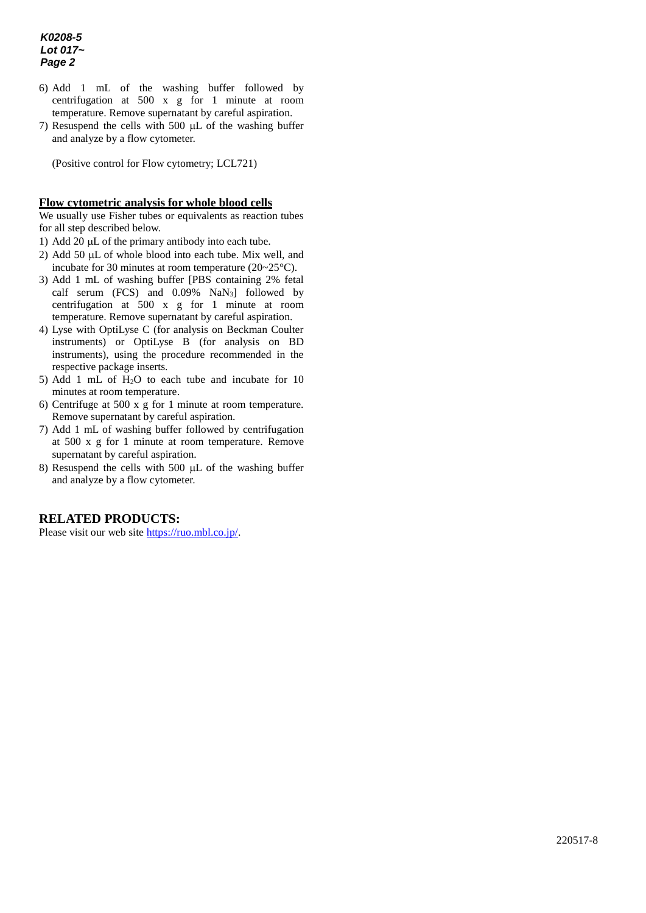6) Add 1 mL of the washing buffer followed by centrifugation at 500 x g for 1 minute at room temperature. Remove supernatant by careful aspiration.
7) Resuspend the cells with 500 μL of the washing buffer and analyze by a flow cytometer.

(Positive control for Flow cytometry; LCL721)

**<u>Flow cytometric analysis for whole blood cells</u>**

We usually use Fisher tubes or equivalents as reaction tubes for all step described below.

1) Add 20 μL of the primary antibody into each tube.
2) Add 50 μL of whole blood into each tube. Mix well, and incubate for 30 minutes at room temperature (20~25°C).
3) Add 1 mL of washing buffer [PBS containing 2% fetal calf serum (FCS) and 0.09% $NaN_3$] followed by centrifugation at 500 x g for 1 minute at room temperature. Remove supernatant by careful aspiration.
4) Lyse with OptiLyse C (for analysis on Beckman Coulter instruments) or OptiLyse B (for analysis on BD instruments), using the procedure recommended in the respective package inserts.
5) Add 1 mL of $H_2O$ to each tube and incubate for 10 minutes at room temperature.
6) Centrifuge at 500 x g for 1 minute at room temperature. Remove supernatant by careful aspiration.
7) Add 1 mL of washing buffer followed by centrifugation at 500 x g for 1 minute at room temperature. Remove supernatant by careful aspiration.
8) Resuspend the cells with 500 μL of the washing buffer and analyze by a flow cytometer.

## RELATED PRODUCTS:

Please visit our web site [https://ruo.mbl.co.jp/](https://ruo.mbl.co.jp/).

220517-8